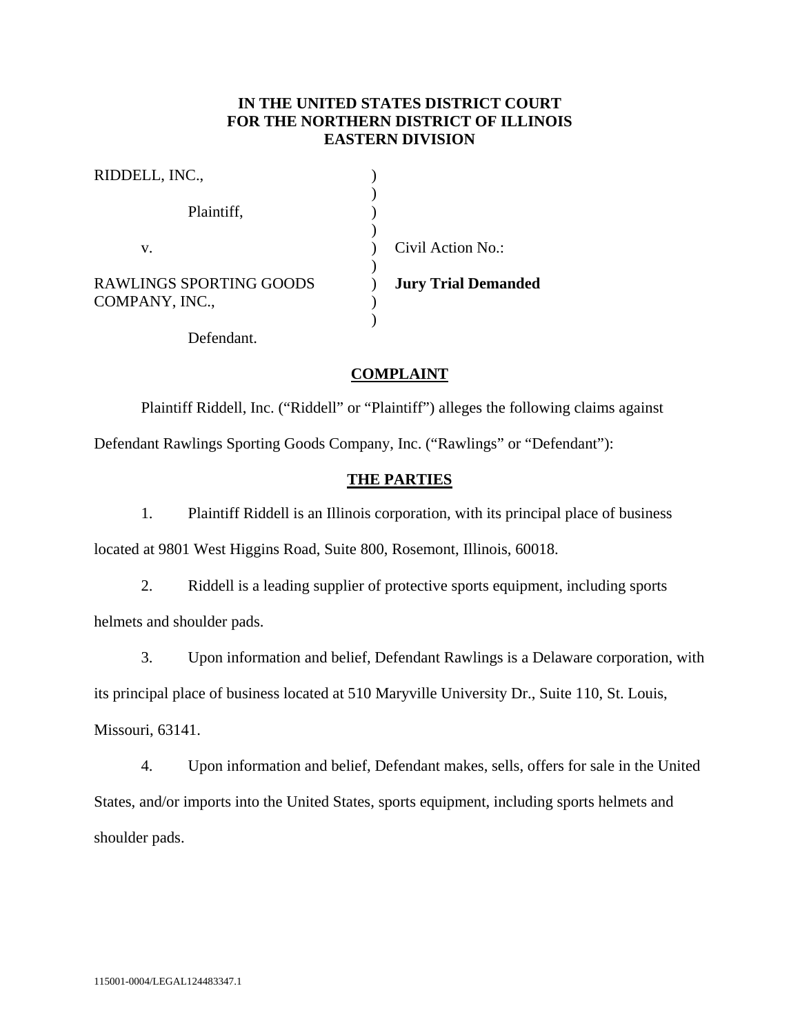**IN THE UNITED STATES DISTRICT COURT**
**FOR THE NORTHERN DISTRICT OF ILLINOIS**
**EASTERN DIVISION**

| | | |
|---|---|---|
| RIDDELL, INC., | ) | |
| | ) | |
| Plaintiff, | ) | |
| | ) | |
| v. | ) | Civil Action No.: |
| | ) | |
| RAWLINGS SPORTING GOODS COMPANY, INC., | ) | **Jury Trial Demanded** |
| | ) | |
| Defendant. | ) | |

## COMPLAINT

Plaintiff Riddell, Inc. ("Riddell" or "Plaintiff") alleges the following claims against Defendant Rawlings Sporting Goods Company, Inc. ("Rawlings" or "Defendant"):

## THE PARTIES

1. Plaintiff Riddell is an Illinois corporation, with its principal place of business located at 9801 West Higgins Road, Suite 800, Rosemont, Illinois, 60018.

2. Riddell is a leading supplier of protective sports equipment, including sports helmets and shoulder pads.

3. Upon information and belief, Defendant Rawlings is a Delaware corporation, with its principal place of business located at 510 Maryville University Dr., Suite 110, St. Louis, Missouri, 63141.

4. Upon information and belief, Defendant makes, sells, offers for sale in the United States, and/or imports into the United States, sports equipment, including sports helmets and shoulder pads.

115001-0004/LEGAL124483347.1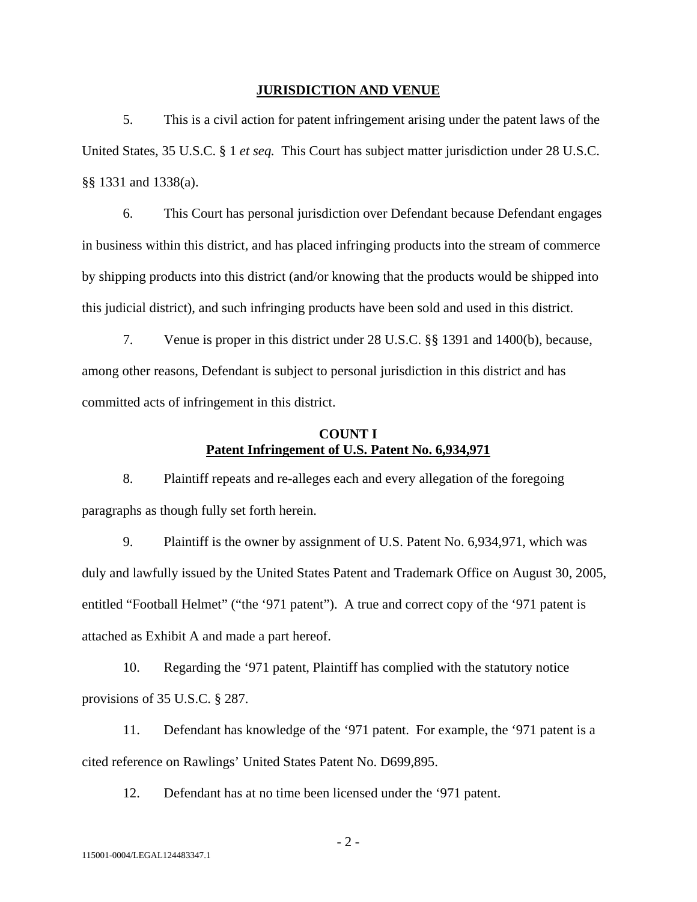## JURISDICTION AND VENUE

5. This is a civil action for patent infringement arising under the patent laws of the United States, 35 U.S.C. § 1 *et seq.* This Court has subject matter jurisdiction under 28 U.S.C. §§ 1331 and 1338(a).

6. This Court has personal jurisdiction over Defendant because Defendant engages in business within this district, and has placed infringing products into the stream of commerce by shipping products into this district (and/or knowing that the products would be shipped into this judicial district), and such infringing products have been sold and used in this district.

7. Venue is proper in this district under 28 U.S.C. §§ 1391 and 1400(b), because, among other reasons, Defendant is subject to personal jurisdiction in this district and has committed acts of infringement in this district.

## COUNT I
## Patent Infringement of U.S. Patent No. 6,934,971

8. Plaintiff repeats and re-alleges each and every allegation of the foregoing paragraphs as though fully set forth herein.

9. Plaintiff is the owner by assignment of U.S. Patent No. 6,934,971, which was duly and lawfully issued by the United States Patent and Trademark Office on August 30, 2005, entitled "Football Helmet" ("the '971 patent"). A true and correct copy of the '971 patent is attached as Exhibit A and made a part hereof.

10. Regarding the '971 patent, Plaintiff has complied with the statutory notice provisions of 35 U.S.C. § 287.

11. Defendant has knowledge of the '971 patent. For example, the '971 patent is a cited reference on Rawlings' United States Patent No. D699,895.

12. Defendant has at no time been licensed under the '971 patent.

115001-0004/LEGAL124483347.1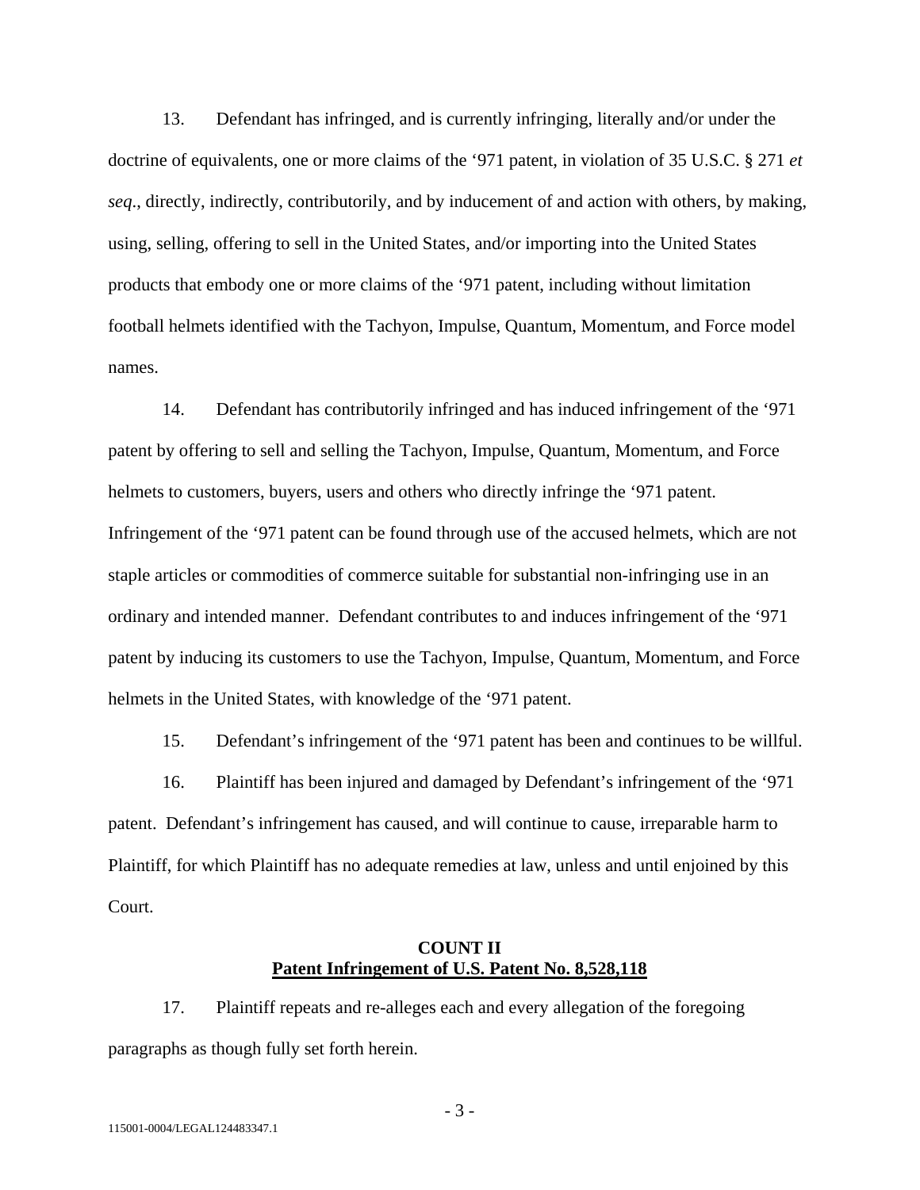13. Defendant has infringed, and is currently infringing, literally and/or under the doctrine of equivalents, one or more claims of the '971 patent, in violation of 35 U.S.C. § 271 *et seq*., directly, indirectly, contributorily, and by inducement of and action with others, by making, using, selling, offering to sell in the United States, and/or importing into the United States products that embody one or more claims of the '971 patent, including without limitation football helmets identified with the Tachyon, Impulse, Quantum, Momentum, and Force model names.

14. Defendant has contributorily infringed and has induced infringement of the '971 patent by offering to sell and selling the Tachyon, Impulse, Quantum, Momentum, and Force helmets to customers, buyers, users and others who directly infringe the '971 patent. Infringement of the '971 patent can be found through use of the accused helmets, which are not staple articles or commodities of commerce suitable for substantial non-infringing use in an ordinary and intended manner. Defendant contributes to and induces infringement of the '971 patent by inducing its customers to use the Tachyon, Impulse, Quantum, Momentum, and Force helmets in the United States, with knowledge of the '971 patent.

15. Defendant's infringement of the '971 patent has been and continues to be willful.

16. Plaintiff has been injured and damaged by Defendant's infringement of the '971 patent. Defendant's infringement has caused, and will continue to cause, irreparable harm to Plaintiff, for which Plaintiff has no adequate remedies at law, unless and until enjoined by this Court.

## COUNT II
## Patent Infringement of U.S. Patent No. 8,528,118

17. Plaintiff repeats and re-alleges each and every allegation of the foregoing paragraphs as though fully set forth herein.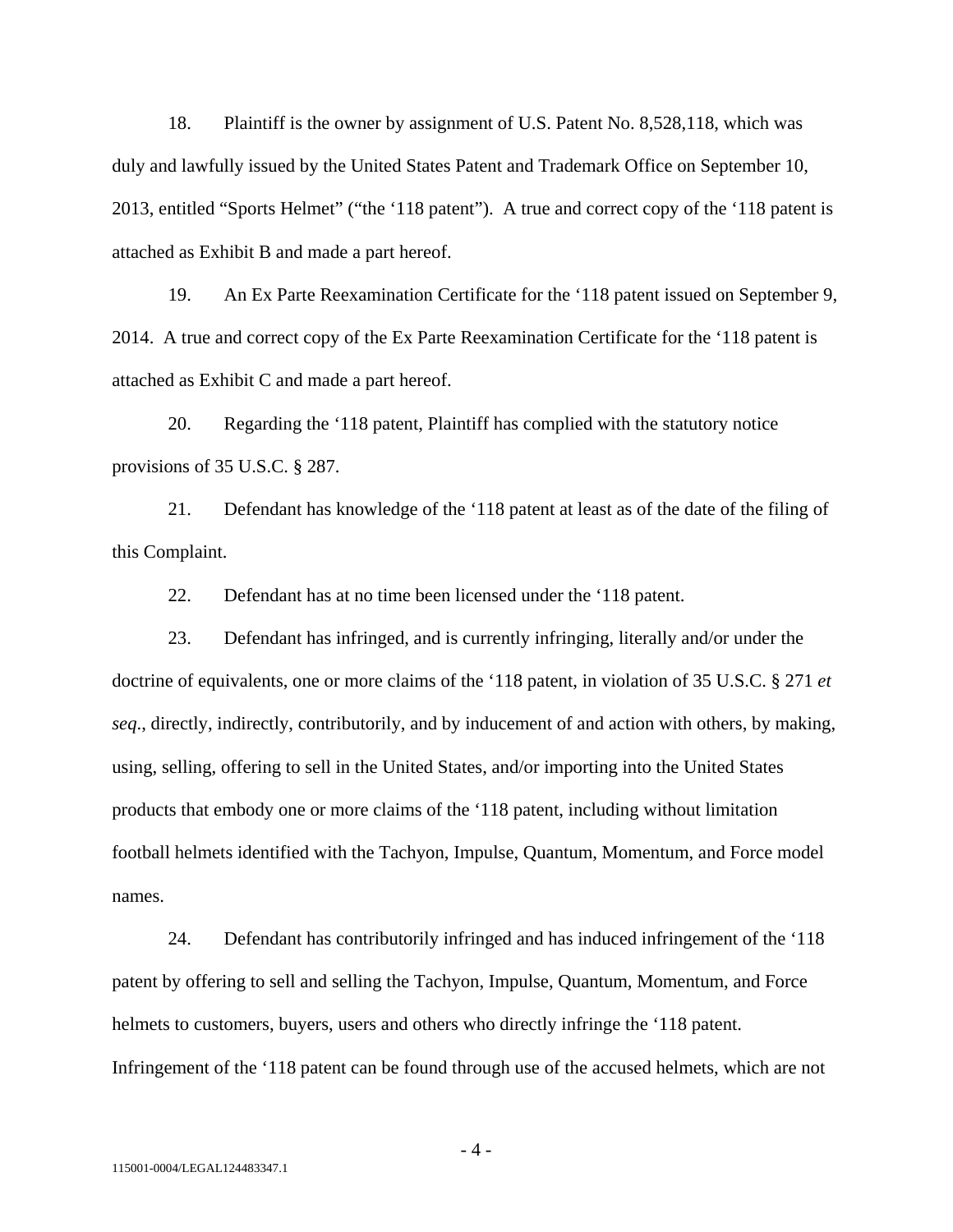18. Plaintiff is the owner by assignment of U.S. Patent No. 8,528,118, which was duly and lawfully issued by the United States Patent and Trademark Office on September 10, 2013, entitled "Sports Helmet" ("the '118 patent"). A true and correct copy of the '118 patent is attached as Exhibit B and made a part hereof.

19. An Ex Parte Reexamination Certificate for the '118 patent issued on September 9, 2014. A true and correct copy of the Ex Parte Reexamination Certificate for the '118 patent is attached as Exhibit C and made a part hereof.

20. Regarding the '118 patent, Plaintiff has complied with the statutory notice provisions of 35 U.S.C. § 287.

21. Defendant has knowledge of the '118 patent at least as of the date of the filing of this Complaint.

22. Defendant has at no time been licensed under the '118 patent.

23. Defendant has infringed, and is currently infringing, literally and/or under the doctrine of equivalents, one or more claims of the '118 patent, in violation of 35 U.S.C. § 271 *et seq*., directly, indirectly, contributorily, and by inducement of and action with others, by making, using, selling, offering to sell in the United States, and/or importing into the United States products that embody one or more claims of the '118 patent, including without limitation football helmets identified with the Tachyon, Impulse, Quantum, Momentum, and Force model names.

24. Defendant has contributorily infringed and has induced infringement of the '118 patent by offering to sell and selling the Tachyon, Impulse, Quantum, Momentum, and Force helmets to customers, buyers, users and others who directly infringe the '118 patent. Infringement of the '118 patent can be found through use of the accused helmets, which are not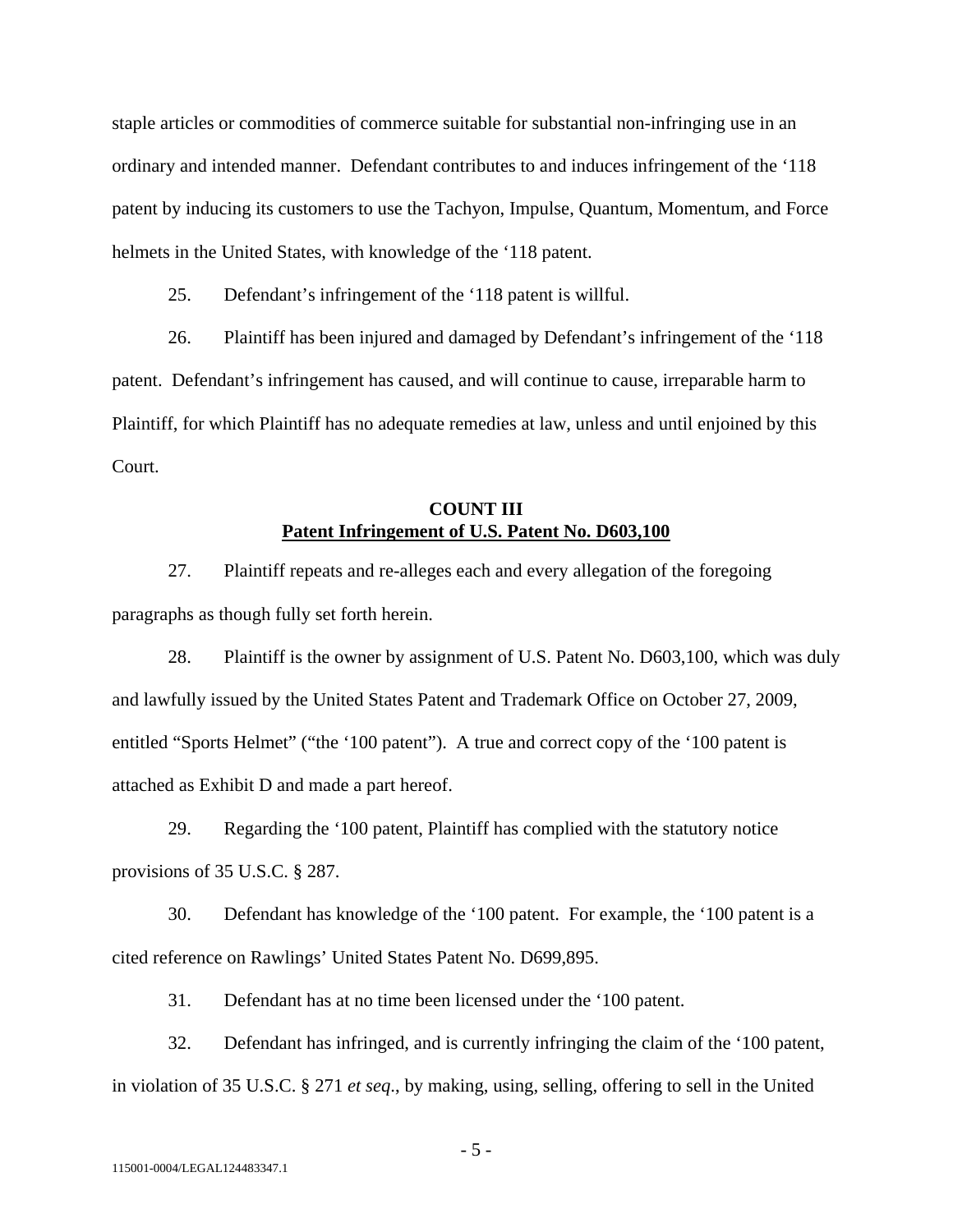staple articles or commodities of commerce suitable for substantial non-infringing use in an ordinary and intended manner. Defendant contributes to and induces infringement of the '118 patent by inducing its customers to use the Tachyon, Impulse, Quantum, Momentum, and Force helmets in the United States, with knowledge of the '118 patent.

25. Defendant's infringement of the '118 patent is willful.

26. Plaintiff has been injured and damaged by Defendant's infringement of the '118 patent. Defendant's infringement has caused, and will continue to cause, irreparable harm to Plaintiff, for which Plaintiff has no adequate remedies at law, unless and until enjoined by this Court.

## COUNT III
## Patent Infringement of U.S. Patent No. D603,100

27. Plaintiff repeats and re-alleges each and every allegation of the foregoing paragraphs as though fully set forth herein.

28. Plaintiff is the owner by assignment of U.S. Patent No. D603,100, which was duly and lawfully issued by the United States Patent and Trademark Office on October 27, 2009, entitled "Sports Helmet" ("the '100 patent"). A true and correct copy of the '100 patent is attached as Exhibit D and made a part hereof.

29. Regarding the '100 patent, Plaintiff has complied with the statutory notice provisions of 35 U.S.C. § 287.

30. Defendant has knowledge of the '100 patent. For example, the '100 patent is a cited reference on Rawlings' United States Patent No. D699,895.

31. Defendant has at no time been licensed under the '100 patent.

32. Defendant has infringed, and is currently infringing the claim of the '100 patent, in violation of 35 U.S.C. § 271 *et seq*., by making, using, selling, offering to sell in the United

115001-0004/LEGAL124483347.1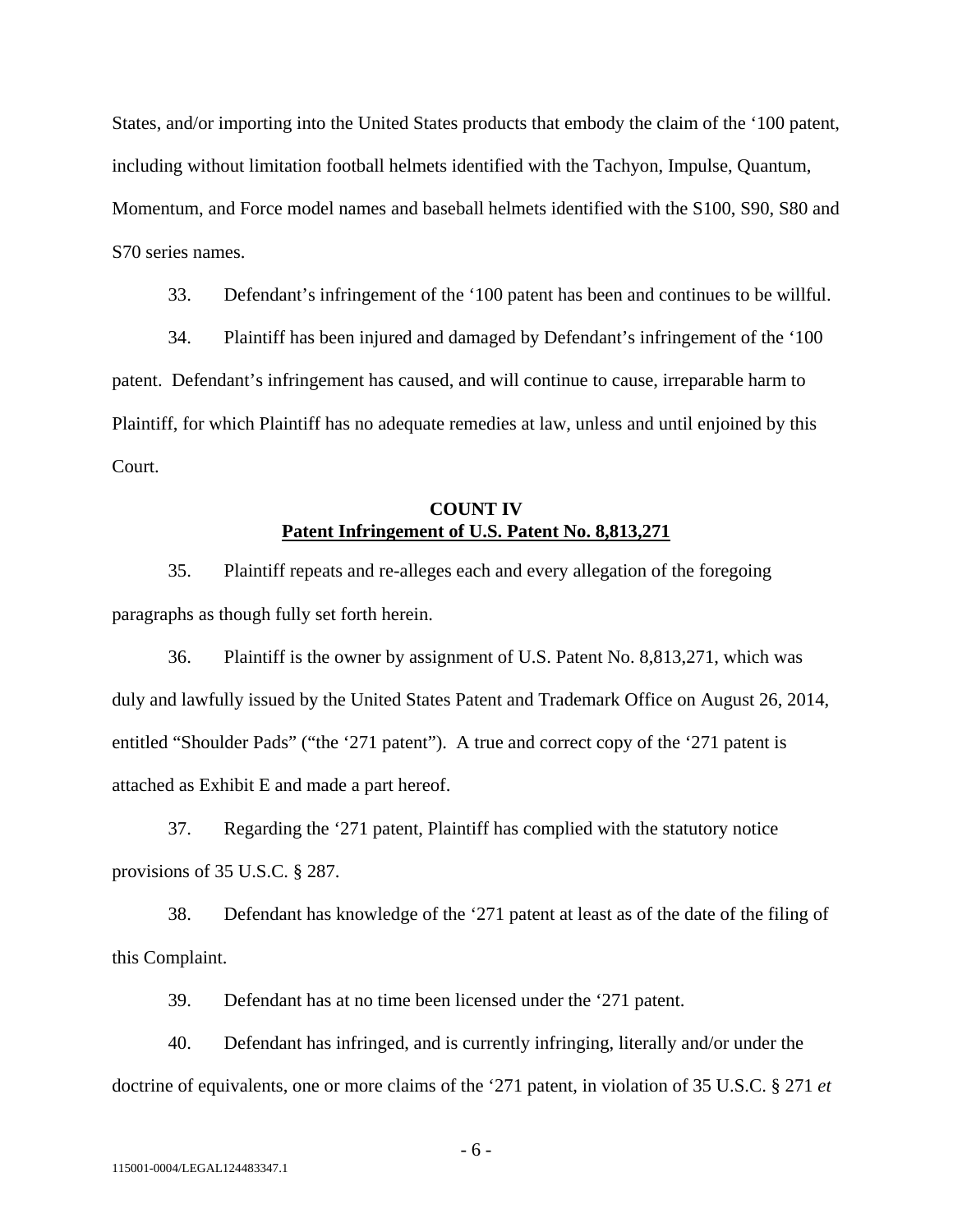States, and/or importing into the United States products that embody the claim of the '100 patent, including without limitation football helmets identified with the Tachyon, Impulse, Quantum, Momentum, and Force model names and baseball helmets identified with the S100, S90, S80 and S70 series names.

33. Defendant's infringement of the '100 patent has been and continues to be willful.

34. Plaintiff has been injured and damaged by Defendant's infringement of the '100 patent. Defendant's infringement has caused, and will continue to cause, irreparable harm to Plaintiff, for which Plaintiff has no adequate remedies at law, unless and until enjoined by this Court.

**COUNT IV**
**Patent Infringement of U.S. Patent No. 8,813,271**

35. Plaintiff repeats and re-alleges each and every allegation of the foregoing paragraphs as though fully set forth herein.

36. Plaintiff is the owner by assignment of U.S. Patent No. 8,813,271, which was duly and lawfully issued by the United States Patent and Trademark Office on August 26, 2014, entitled "Shoulder Pads" ("the '271 patent"). A true and correct copy of the '271 patent is attached as Exhibit E and made a part hereof.

37. Regarding the '271 patent, Plaintiff has complied with the statutory notice provisions of 35 U.S.C. § 287.

38. Defendant has knowledge of the '271 patent at least as of the date of the filing of this Complaint.

39. Defendant has at no time been licensed under the '271 patent.

40. Defendant has infringed, and is currently infringing, literally and/or under the doctrine of equivalents, one or more claims of the '271 patent, in violation of 35 U.S.C. § 271 *et*

115001-0004/LEGAL124483347.1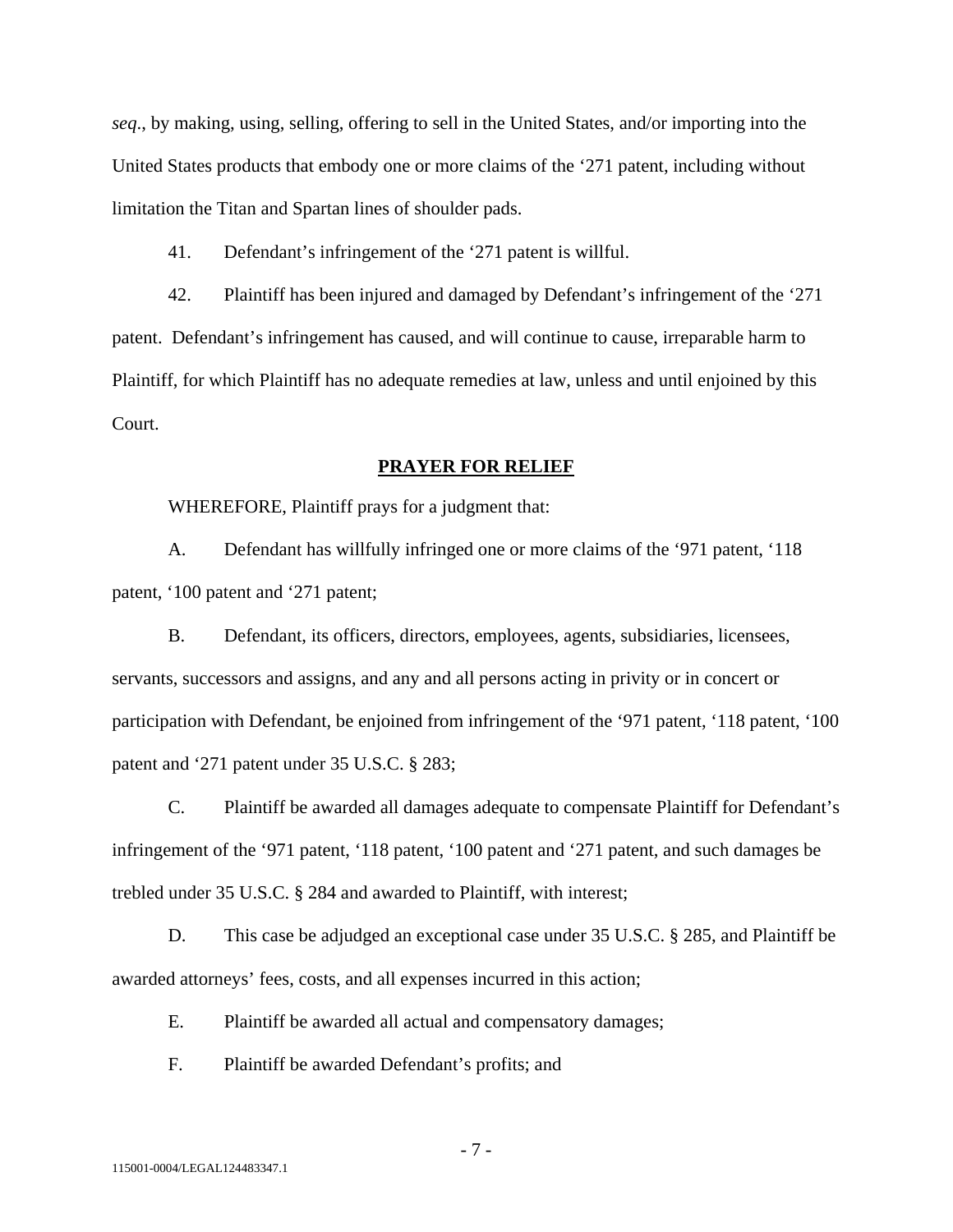*seq*., by making, using, selling, offering to sell in the United States, and/or importing into the United States products that embody one or more claims of the '271 patent, including without limitation the Titan and Spartan lines of shoulder pads.

41. Defendant's infringement of the '271 patent is willful.

42. Plaintiff has been injured and damaged by Defendant's infringement of the '271 patent. Defendant's infringement has caused, and will continue to cause, irreparable harm to Plaintiff, for which Plaintiff has no adequate remedies at law, unless and until enjoined by this Court.

## PRAYER FOR RELIEF

WHEREFORE, Plaintiff prays for a judgment that:

A. Defendant has willfully infringed one or more claims of the '971 patent, '118 patent, '100 patent and '271 patent;

B. Defendant, its officers, directors, employees, agents, subsidiaries, licensees, servants, successors and assigns, and any and all persons acting in privity or in concert or participation with Defendant, be enjoined from infringement of the '971 patent, '118 patent, '100 patent and '271 patent under 35 U.S.C. § 283;

C. Plaintiff be awarded all damages adequate to compensate Plaintiff for Defendant's infringement of the '971 patent, '118 patent, '100 patent and '271 patent, and such damages be trebled under 35 U.S.C. § 284 and awarded to Plaintiff, with interest;

D. This case be adjudged an exceptional case under 35 U.S.C. § 285, and Plaintiff be awarded attorneys' fees, costs, and all expenses incurred in this action;

E. Plaintiff be awarded all actual and compensatory damages;

F. Plaintiff be awarded Defendant's profits; and

115001-0004/LEGAL124483347.1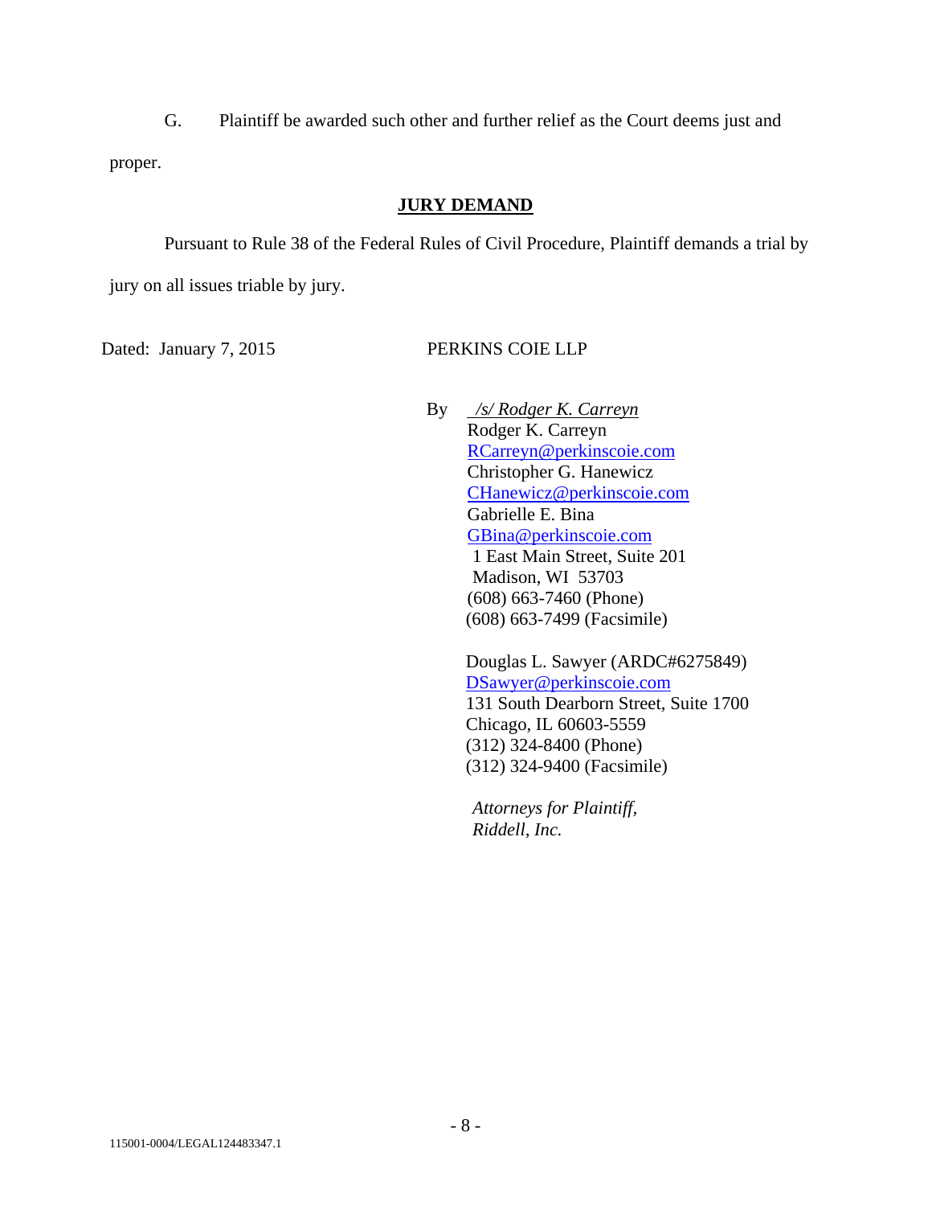G. Plaintiff be awarded such other and further relief as the Court deems just and proper.

## JURY DEMAND

Pursuant to Rule 38 of the Federal Rules of Civil Procedure, Plaintiff demands a trial by jury on all issues triable by jury.

Dated: January 7, 2015

PERKINS COIE LLP

By *_/s/ Rodger K. Carreyn_*
Rodger K. Carreyn
RCarreyn@perkinscoie.com
Christopher G. Hanewicz
CHanewicz@perkinscoie.com
Gabrielle E. Bina
GBina@perkinscoie.com
1 East Main Street, Suite 201
Madison, WI 53703
(608) 663-7460 (Phone)
(608) 663-7499 (Facsimile)

Douglas L. Sawyer (ARDC#6275849)
DSawyer@perkinscoie.com
131 South Dearborn Street, Suite 1700
Chicago, IL 60603-5559
(312) 324-8400 (Phone)
(312) 324-9400 (Facsimile)

*Attorneys for Plaintiff,*
*Riddell, Inc.*

115001-0004/LEGAL124483347.1